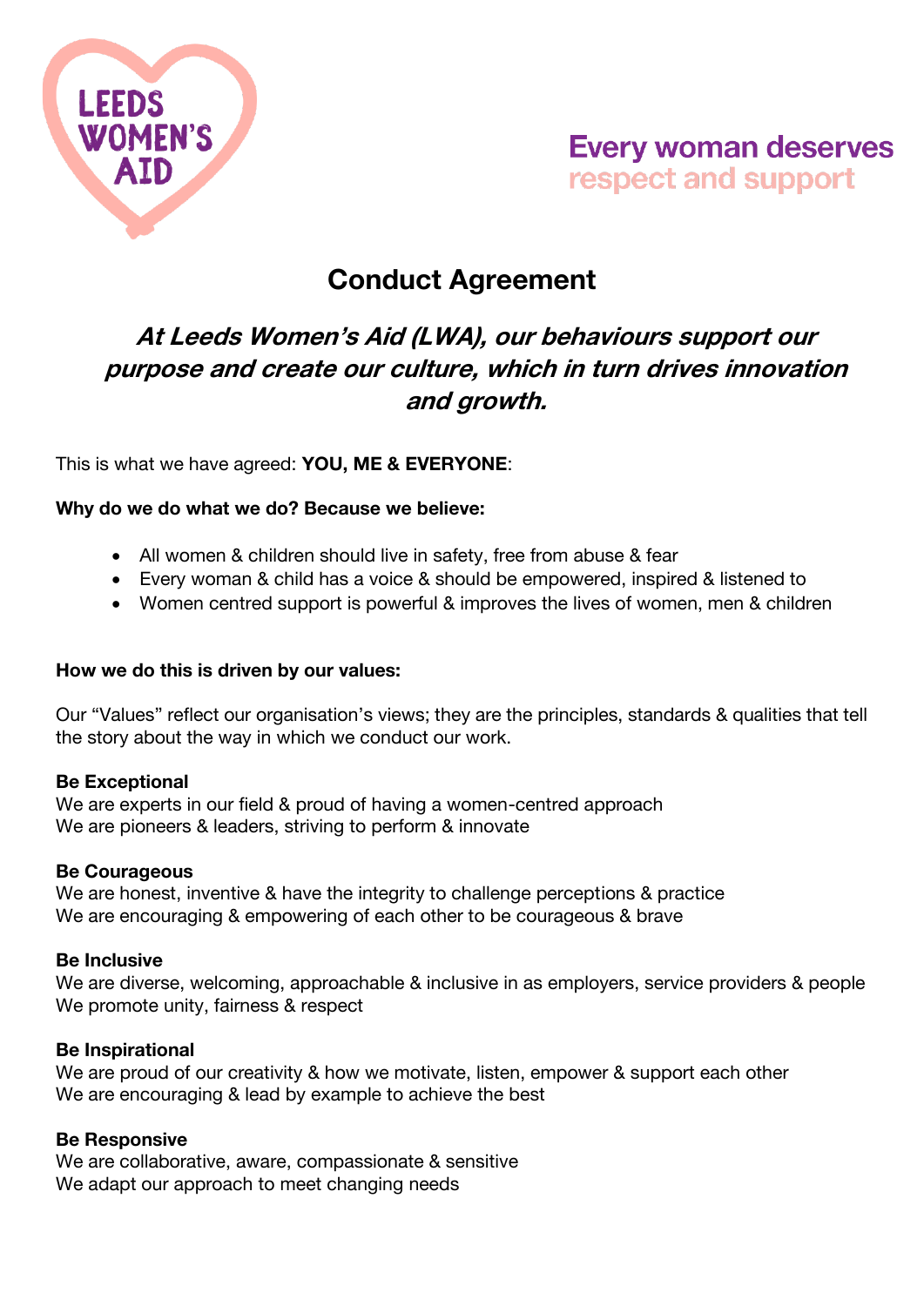LEEDS WOMEN'S AID

Every woman deserves respect and support

# Conduct Agreement

## *At Leeds Women's Aid (LWA), our behaviours support our purpose and create our culture, which in turn drives innovation and growth.*

This is what we have agreed: **YOU, ME & EVERYONE**:

**Why do we do what we do? Because we believe:**

- All women & children should live in safety, free from abuse & fear
- Every woman & child has a voice & should be empowered, inspired & listened to
- Women centred support is powerful & improves the lives of women, men & children

**How we do this is driven by our values:**

Our "Values" reflect our organisation's views; they are the principles, standards & qualities that tell the story about the way in which we conduct our work.

**Be Exceptional**
We are experts in our field & proud of having a women-centred approach
We are pioneers & leaders, striving to perform & innovate

**Be Courageous**
We are honest, inventive & have the integrity to challenge perceptions & practice
We are encouraging & empowering of each other to be courageous & brave

**Be Inclusive**
We are diverse, welcoming, approachable & inclusive in as employers, service providers & people
We promote unity, fairness & respect

**Be Inspirational**
We are proud of our creativity & how we motivate, listen, empower & support each other
We are encouraging & lead by example to achieve the best

**Be Responsive**
We are collaborative, aware, compassionate & sensitive
We adapt our approach to meet changing needs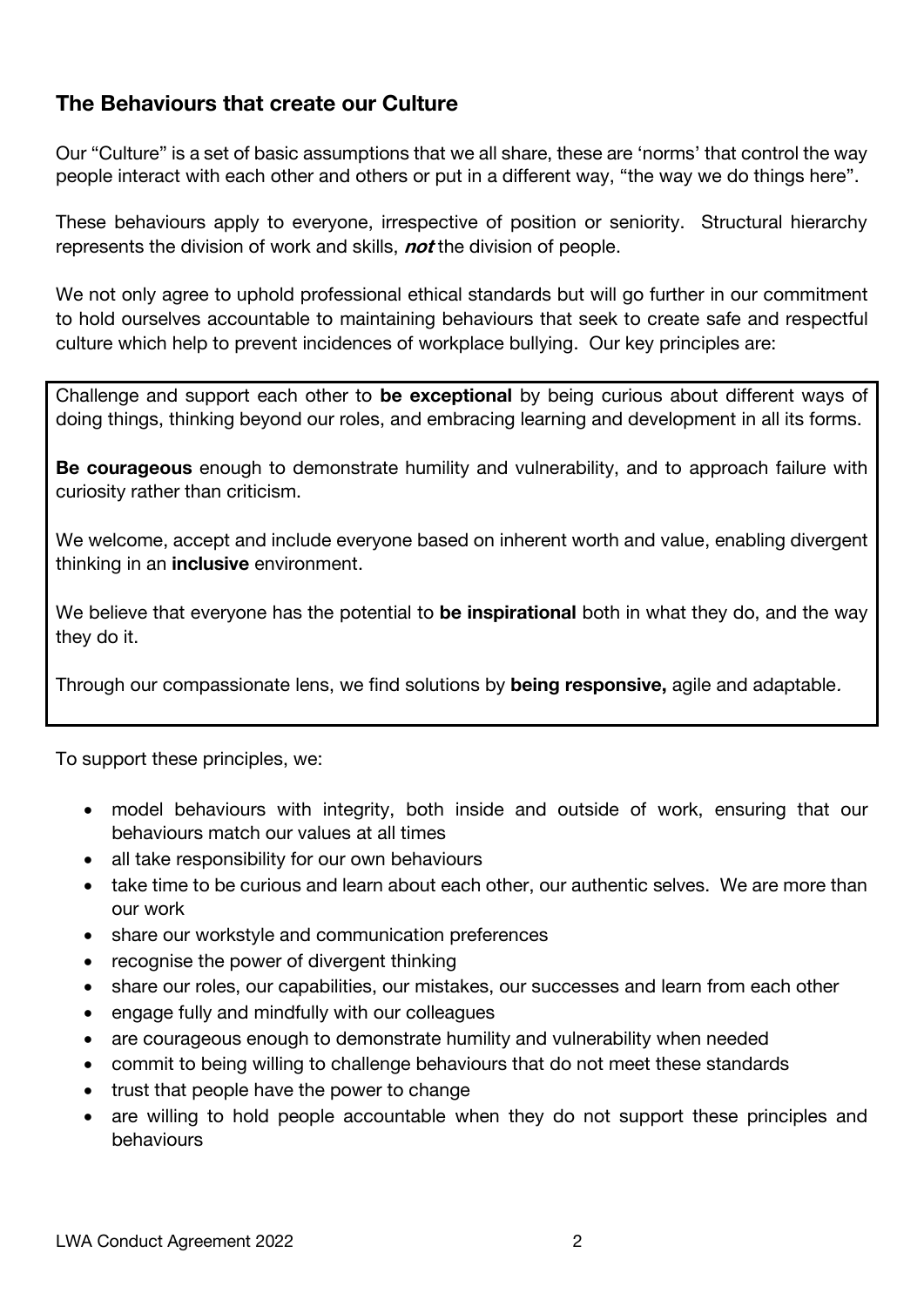## The Behaviours that create our Culture

Our "Culture" is a set of basic assumptions that we all share, these are 'norms' that control the way people interact with each other and others or put in a different way, "the way we do things here".

These behaviours apply to everyone, irrespective of position or seniority. Structural hierarchy represents the division of work and skills, ***not*** the division of people.

We not only agree to uphold professional ethical standards but will go further in our commitment to hold ourselves accountable to maintaining behaviours that seek to create safe and respectful culture which help to prevent incidences of workplace bullying. Our key principles are:

Challenge and support each other to **be exceptional** by being curious about different ways of doing things, thinking beyond our roles, and embracing learning and development in all its forms.

**Be courageous** enough to demonstrate humility and vulnerability, and to approach failure with curiosity rather than criticism.

We welcome, accept and include everyone based on inherent worth and value, enabling divergent thinking in an **inclusive** environment.

We believe that everyone has the potential to **be inspirational** both in what they do, and the way they do it.

Through our compassionate lens, we find solutions by **being responsive,** agile and adaptable.

To support these principles, we:

- model behaviours with integrity, both inside and outside of work, ensuring that our behaviours match our values at all times
- all take responsibility for our own behaviours
- take time to be curious and learn about each other, our authentic selves. We are more than our work
- share our workstyle and communication preferences
- recognise the power of divergent thinking
- share our roles, our capabilities, our mistakes, our successes and learn from each other
- engage fully and mindfully with our colleagues
- are courageous enough to demonstrate humility and vulnerability when needed
- commit to being willing to challenge behaviours that do not meet these standards
- trust that people have the power to change
- are willing to hold people accountable when they do not support these principles and behaviours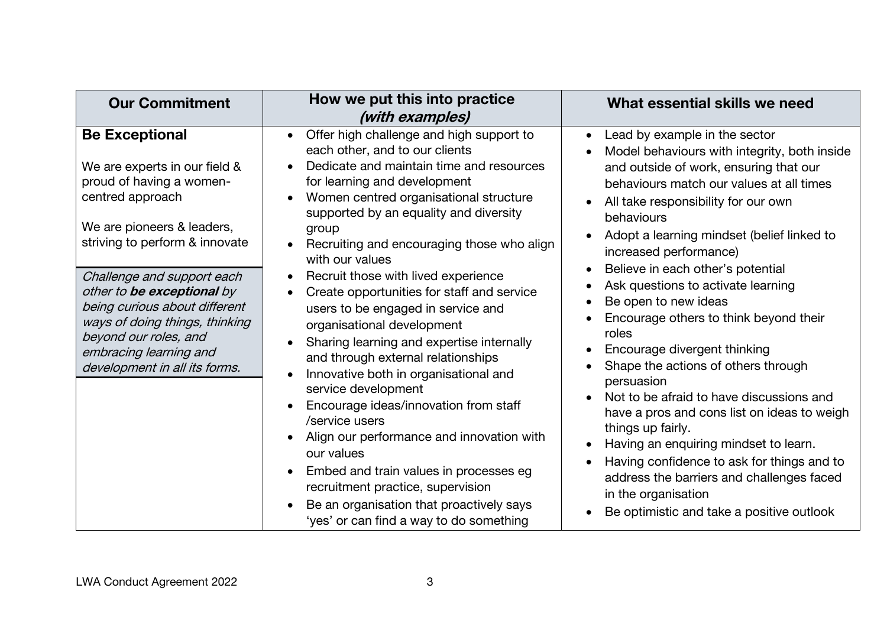| Our Commitment | How we put this into practice *(with examples)* | What essential skills we need |
| --- | --- | --- |
| **Be Exceptional**<br><br>We are experts in our field & proud of having a women-centred approach<br><br>We are pioneers & leaders, striving to perform & innovate<br><br>*Challenge and support each other to **be exceptional** by being curious about different ways of doing things, thinking beyond our roles, and embracing learning and development in all its forms.* | • Offer high challenge and high support to each other, and to our clients<br>• Dedicate and maintain time and resources for learning and development<br>• Women centred organisational structure supported by an equality and diversity group<br>• Recruiting and encouraging those who align with our values<br>• Recruit those with lived experience<br>• Create opportunities for staff and service users to be engaged in service and organisational development<br>• Sharing learning and expertise internally and through external relationships<br>• Innovative both in organisational and service development<br>• Encourage ideas/innovation from staff /service users<br>• Align our performance and innovation with our values<br>• Embed and train values in processes eg recruitment practice, supervision<br>• Be an organisation that proactively says 'yes' or can find a way to do something | • Lead by example in the sector<br>• Model behaviours with integrity, both inside and outside of work, ensuring that our behaviours match our values at all times<br>• All take responsibility for our own behaviours<br>• Adopt a learning mindset (belief linked to increased performance)<br>• Believe in each other's potential<br>• Ask questions to activate learning<br>• Be open to new ideas<br>• Encourage others to think beyond their roles<br>• Encourage divergent thinking<br>• Shape the actions of others through persuasion<br>• Not to be afraid to have discussions and have a pros and cons list on ideas to weigh things up fairly.<br>• Having an enquiring mindset to learn.<br>• Having confidence to ask for things and to address the barriers and challenges faced in the organisation<br>• Be optimistic and take a positive outlook |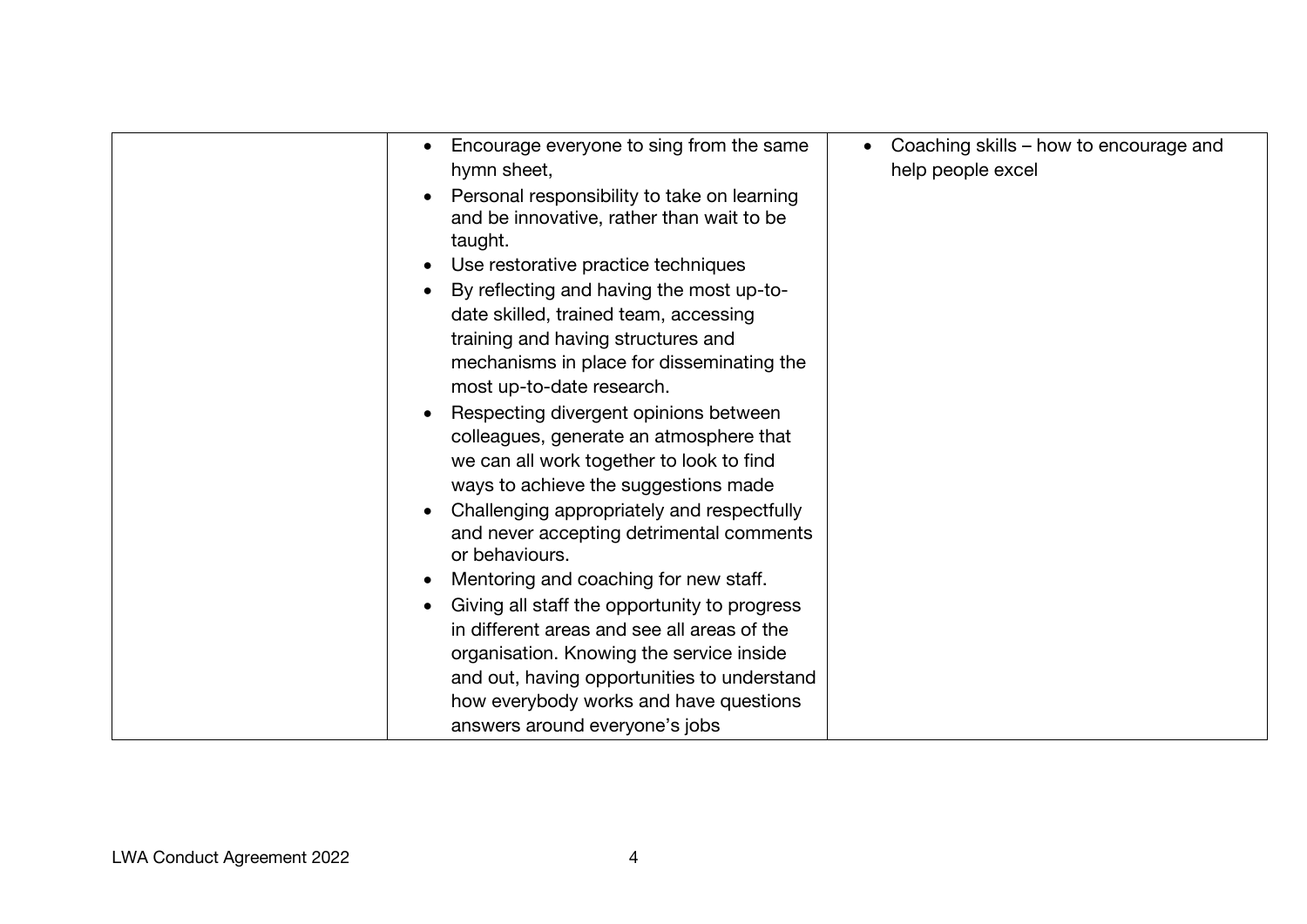| | | |
|---|---|---|
| | • Encourage everyone to sing from the same hymn sheet,<br>• Personal responsibility to take on learning and be innovative, rather than wait to be taught.<br>• Use restorative practice techniques<br>• By reflecting and having the most up-to-date skilled, trained team, accessing training and having structures and mechanisms in place for disseminating the most up-to-date research.<br>• Respecting divergent opinions between colleagues, generate an atmosphere that we can all work together to look to find ways to achieve the suggestions made<br>• Challenging appropriately and respectfully and never accepting detrimental comments or behaviours.<br>• Mentoring and coaching for new staff.<br>• Giving all staff the opportunity to progress in different areas and see all areas of the organisation. Knowing the service inside and out, having opportunities to understand how everybody works and have questions answers around everyone's jobs | • Coaching skills – how to encourage and help people excel |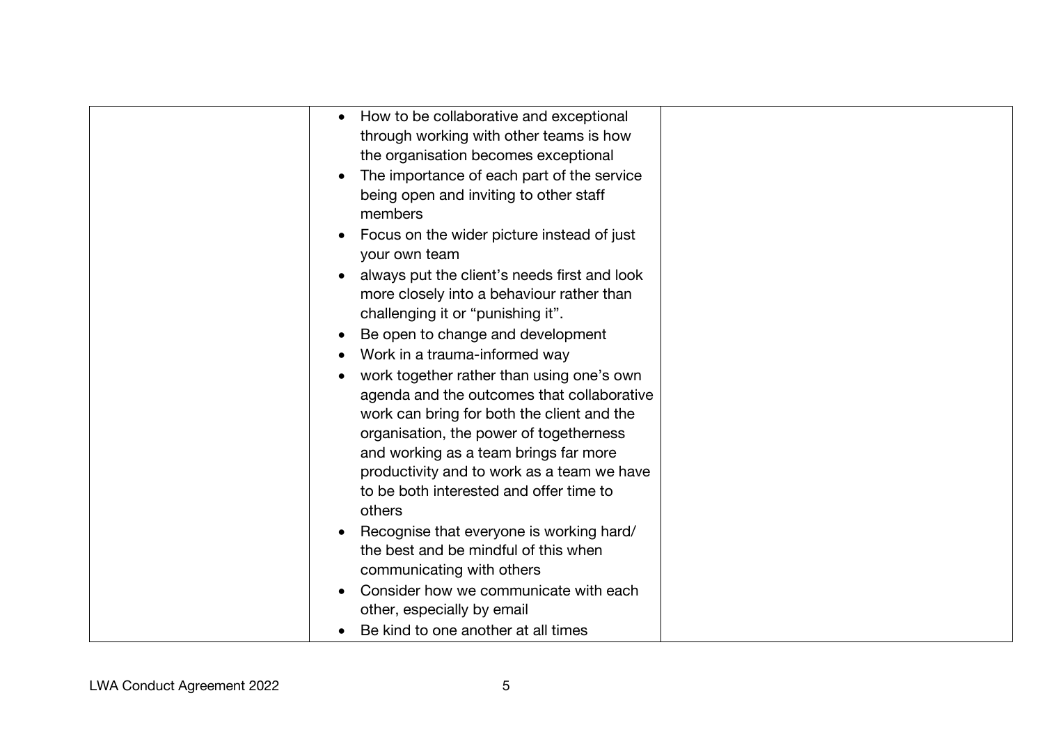| | | |
|---|---|---|
| | • How to be collaborative and exceptional through working with other teams is how the organisation becomes exceptional<br>• The importance of each part of the service being open and inviting to other staff members<br>• Focus on the wider picture instead of just your own team<br>• always put the client's needs first and look more closely into a behaviour rather than challenging it or "punishing it".<br>• Be open to change and development<br>• Work in a trauma-informed way<br>• work together rather than using one's own agenda and the outcomes that collaborative work can bring for both the client and the organisation, the power of togetherness and working as a team brings far more productivity and to work as a team we have to be both interested and offer time to others<br>• Recognise that everyone is working hard/ the best and be mindful of this when communicating with others<br>• Consider how we communicate with each other, especially by email<br>• Be kind to one another at all times | |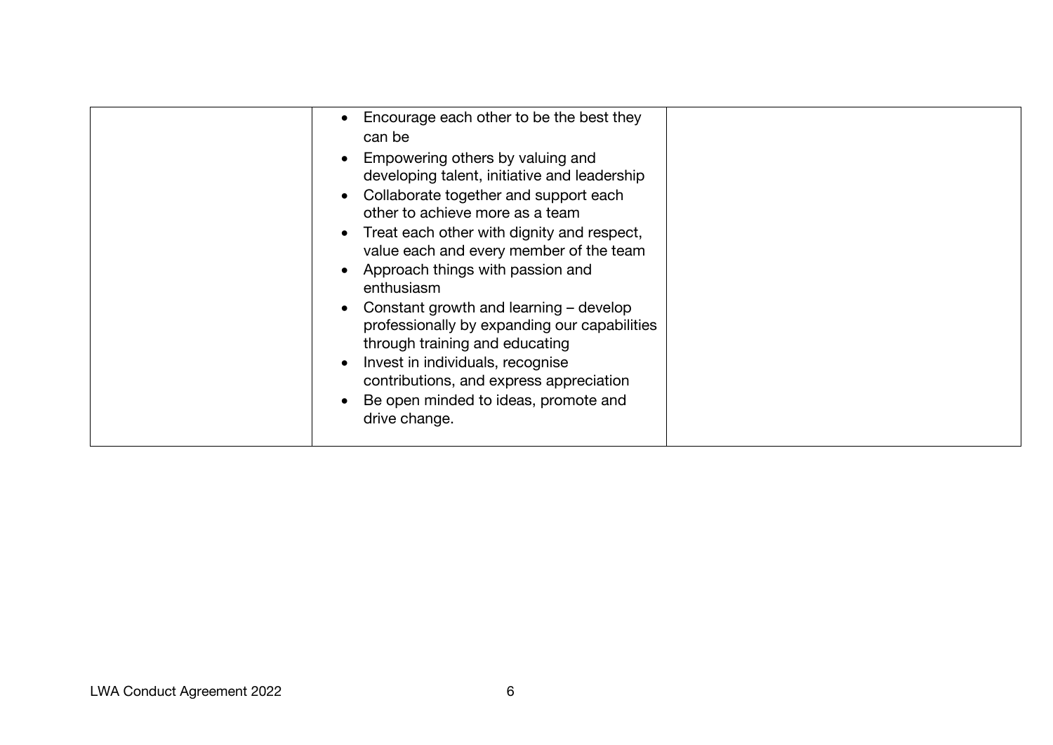|  |  |  |
|---|---|---|
|  | • Encourage each other to be the best they can be<br>• Empowering others by valuing and developing talent, initiative and leadership<br>• Collaborate together and support each other to achieve more as a team<br>• Treat each other with dignity and respect, value each and every member of the team<br>• Approach things with passion and enthusiasm<br>• Constant growth and learning – develop professionally by expanding our capabilities through training and educating<br>• Invest in individuals, recognise contributions, and express appreciation<br>• Be open minded to ideas, promote and drive change. |  |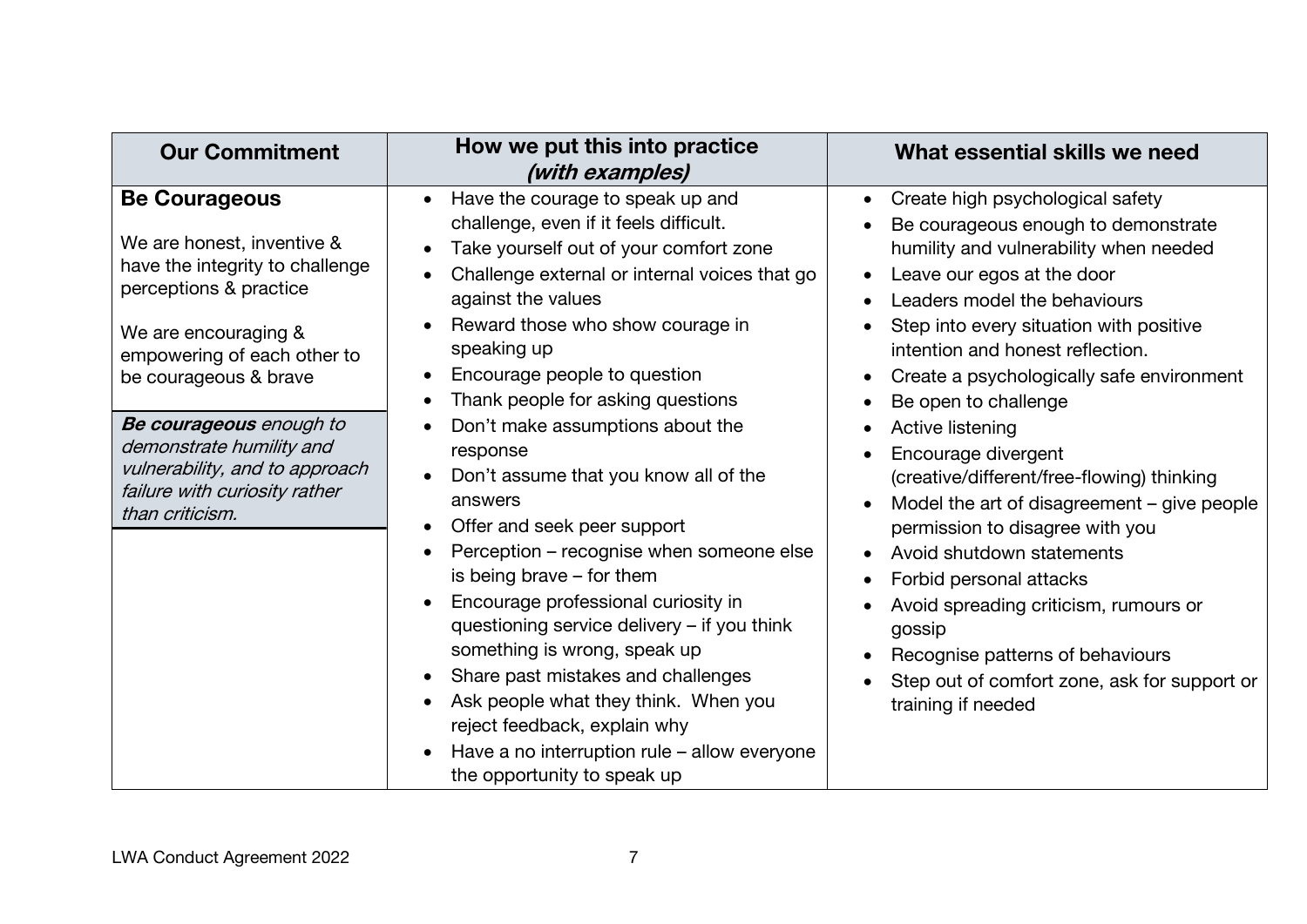| Our Commitment | How we put this into practice *(with examples)* | What essential skills we need |
| --- | --- | --- |
| **Be Courageous**<br><br>We are honest, inventive & have the integrity to challenge perceptions & practice<br><br>We are encouraging & empowering of each other to be courageous & brave<br><br>***Be courageous*** *enough to demonstrate humility and vulnerability, and to approach failure with curiosity rather than criticism.* | • Have the courage to speak up and challenge, even if it feels difficult.<br>• Take yourself out of your comfort zone<br>• Challenge external or internal voices that go against the values<br>• Reward those who show courage in speaking up<br>• Encourage people to question<br>• Thank people for asking questions<br>• Don't make assumptions about the response<br>• Don't assume that you know all of the answers<br>• Offer and seek peer support<br>• Perception – recognise when someone else is being brave – for them<br>• Encourage professional curiosity in questioning service delivery – if you think something is wrong, speak up<br>• Share past mistakes and challenges<br>• Ask people what they think. When you reject feedback, explain why<br>• Have a no interruption rule – allow everyone the opportunity to speak up | • Create high psychological safety<br>• Be courageous enough to demonstrate humility and vulnerability when needed<br>• Leave our egos at the door<br>• Leaders model the behaviours<br>• Step into every situation with positive intention and honest reflection.<br>• Create a psychologically safe environment<br>• Be open to challenge<br>• Active listening<br>• Encourage divergent (creative/different/free-flowing) thinking<br>• Model the art of disagreement – give people permission to disagree with you<br>• Avoid shutdown statements<br>• Forbid personal attacks<br>• Avoid spreading criticism, rumours or gossip<br>• Recognise patterns of behaviours<br>• Step out of comfort zone, ask for support or training if needed |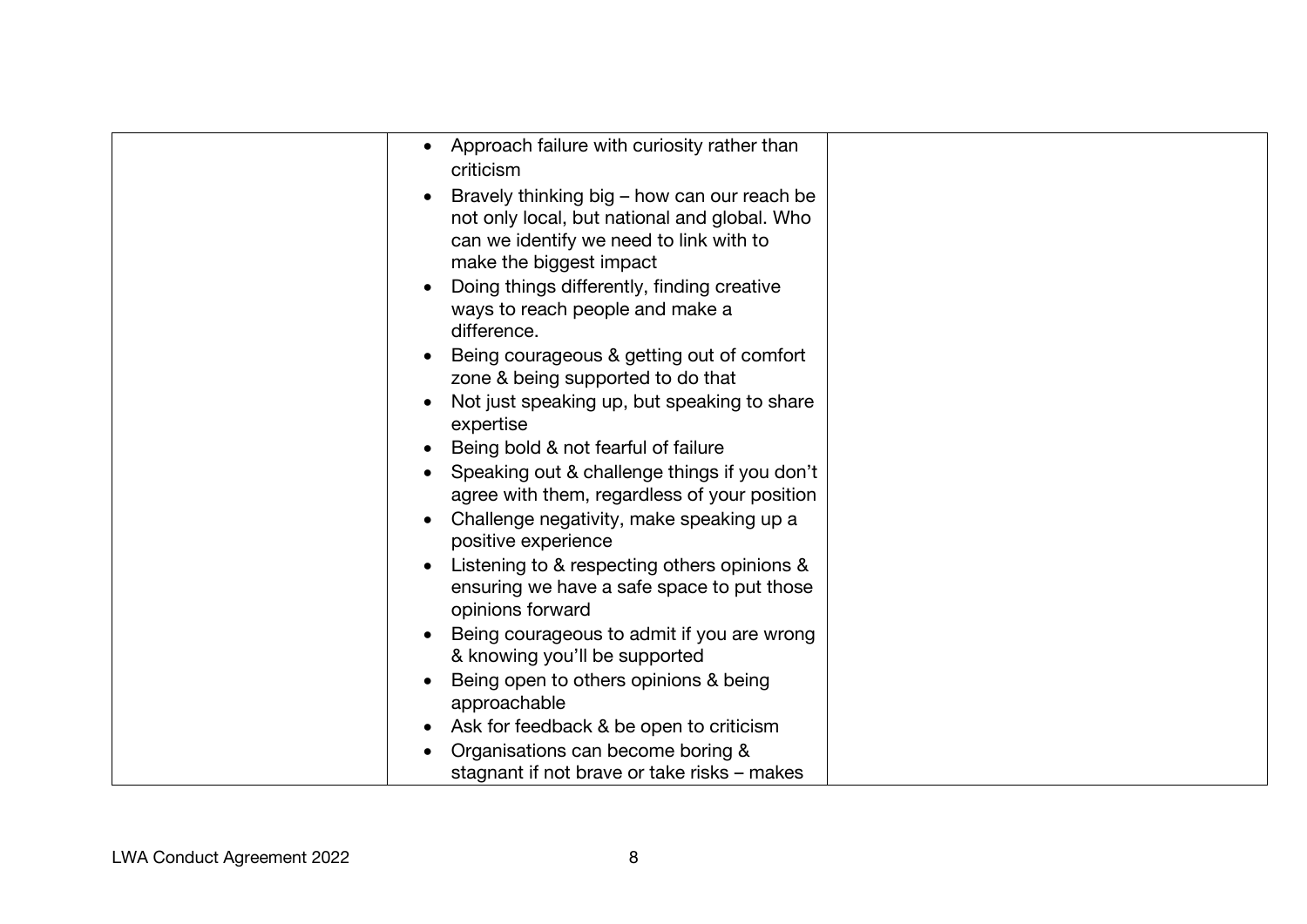|  |  |  |
|---|---|---|
|  | • Approach failure with curiosity rather than criticism<br>• Bravely thinking big – how can our reach be not only local, but national and global. Who can we identify we need to link with to make the biggest impact<br>• Doing things differently, finding creative ways to reach people and make a difference.<br>• Being courageous & getting out of comfort zone & being supported to do that<br>• Not just speaking up, but speaking to share expertise<br>• Being bold & not fearful of failure<br>• Speaking out & challenge things if you don't agree with them, regardless of your position<br>• Challenge negativity, make speaking up a positive experience<br>• Listening to & respecting others opinions & ensuring we have a safe space to put those opinions forward<br>• Being courageous to admit if you are wrong & knowing you'll be supported<br>• Being open to others opinions & being approachable<br>• Ask for feedback & be open to criticism<br>• Organisations can become boring & stagnant if not brave or take risks – makes |  |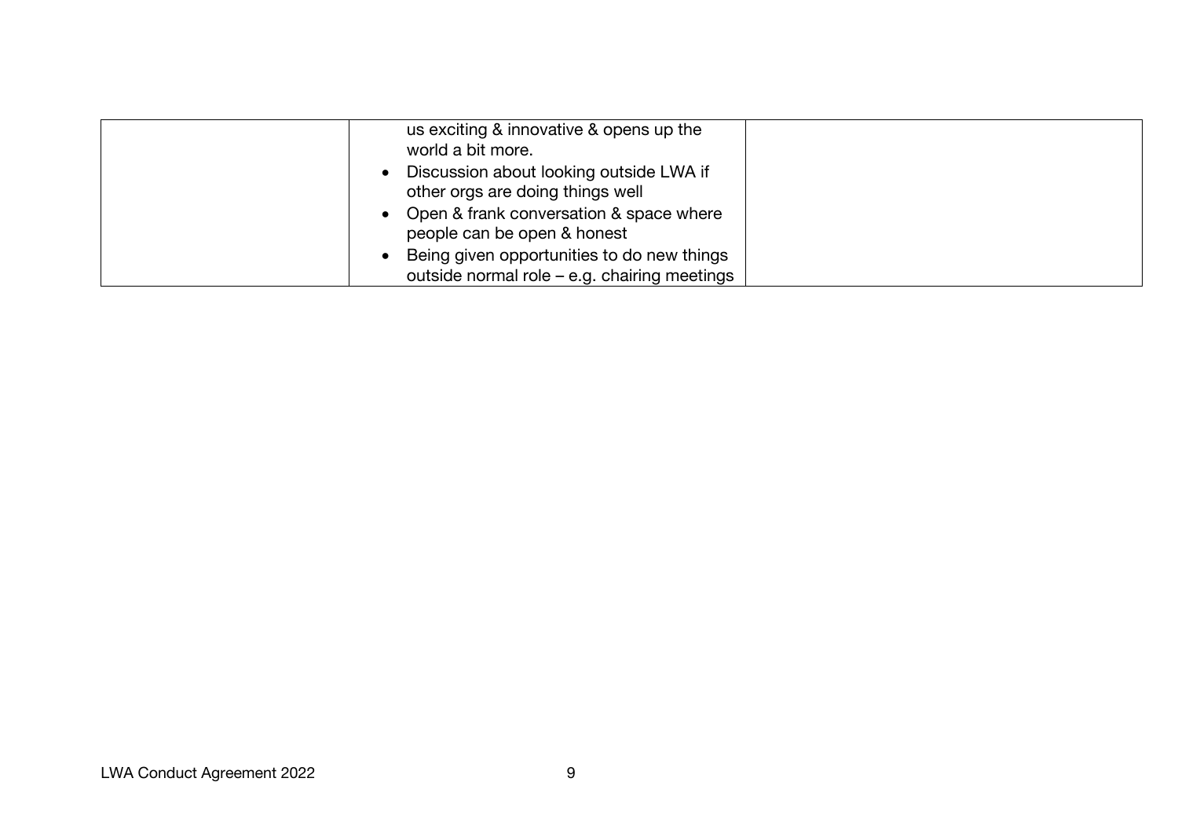|  |  |  |
|---|---|---|
|  | us exciting & innovative & opens up the world a bit more.<br>• Discussion about looking outside LWA if other orgs are doing things well<br>• Open & frank conversation & space where people can be open & honest<br>• Being given opportunities to do new things outside normal role – e.g. chairing meetings |  |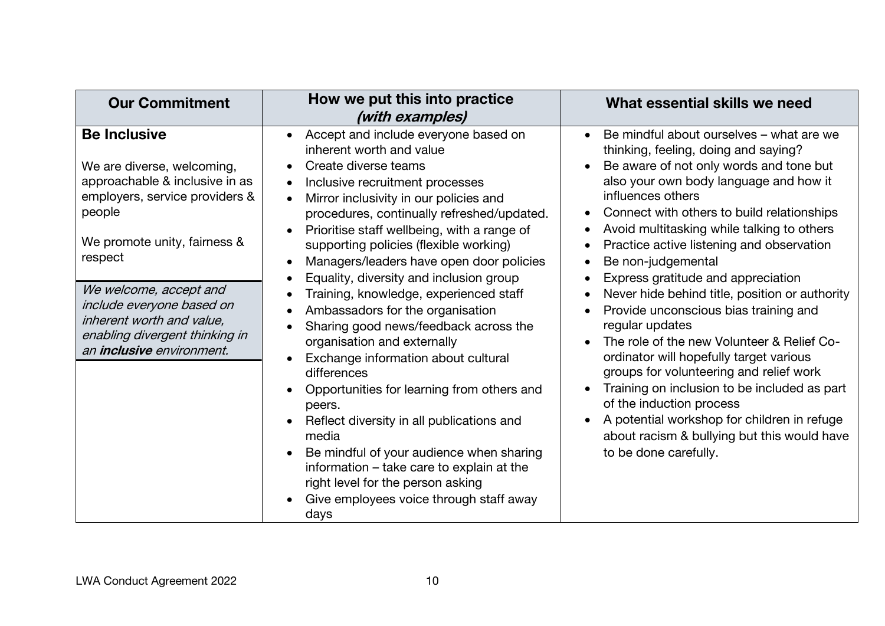| Our Commitment | How we put this into practice *(with examples)* | What essential skills we need |
|---|---|---|
| **Be Inclusive**<br><br>We are diverse, welcoming, approachable & inclusive in as employers, service providers & people<br><br>We promote unity, fairness & respect<br><br>*We welcome, accept and include everyone based on inherent worth and value, enabling divergent thinking in an **inclusive** environment.* | • Accept and include everyone based on inherent worth and value<br>• Create diverse teams<br>• Inclusive recruitment processes<br>• Mirror inclusivity in our policies and procedures, continually refreshed/updated.<br>• Prioritise staff wellbeing, with a range of supporting policies (flexible working)<br>• Managers/leaders have open door policies<br>• Equality, diversity and inclusion group<br>• Training, knowledge, experienced staff<br>• Ambassadors for the organisation<br>• Sharing good news/feedback across the organisation and externally<br>• Exchange information about cultural differences<br>• Opportunities for learning from others and peers.<br>• Reflect diversity in all publications and media<br>• Be mindful of your audience when sharing information – take care to explain at the right level for the person asking<br>• Give employees voice through staff away days | • Be mindful about ourselves – what are we thinking, feeling, doing and saying?<br>• Be aware of not only words and tone but also your own body language and how it influences others<br>• Connect with others to build relationships<br>• Avoid multitasking while talking to others<br>• Practice active listening and observation<br>• Be non-judgemental<br>• Express gratitude and appreciation<br>• Never hide behind title, position or authority<br>• Provide unconscious bias training and regular updates<br>• The role of the new Volunteer & Relief Co-ordinator will hopefully target various groups for volunteering and relief work<br>• Training on inclusion to be included as part of the induction process<br>• A potential workshop for children in refuge about racism & bullying but this would have to be done carefully. |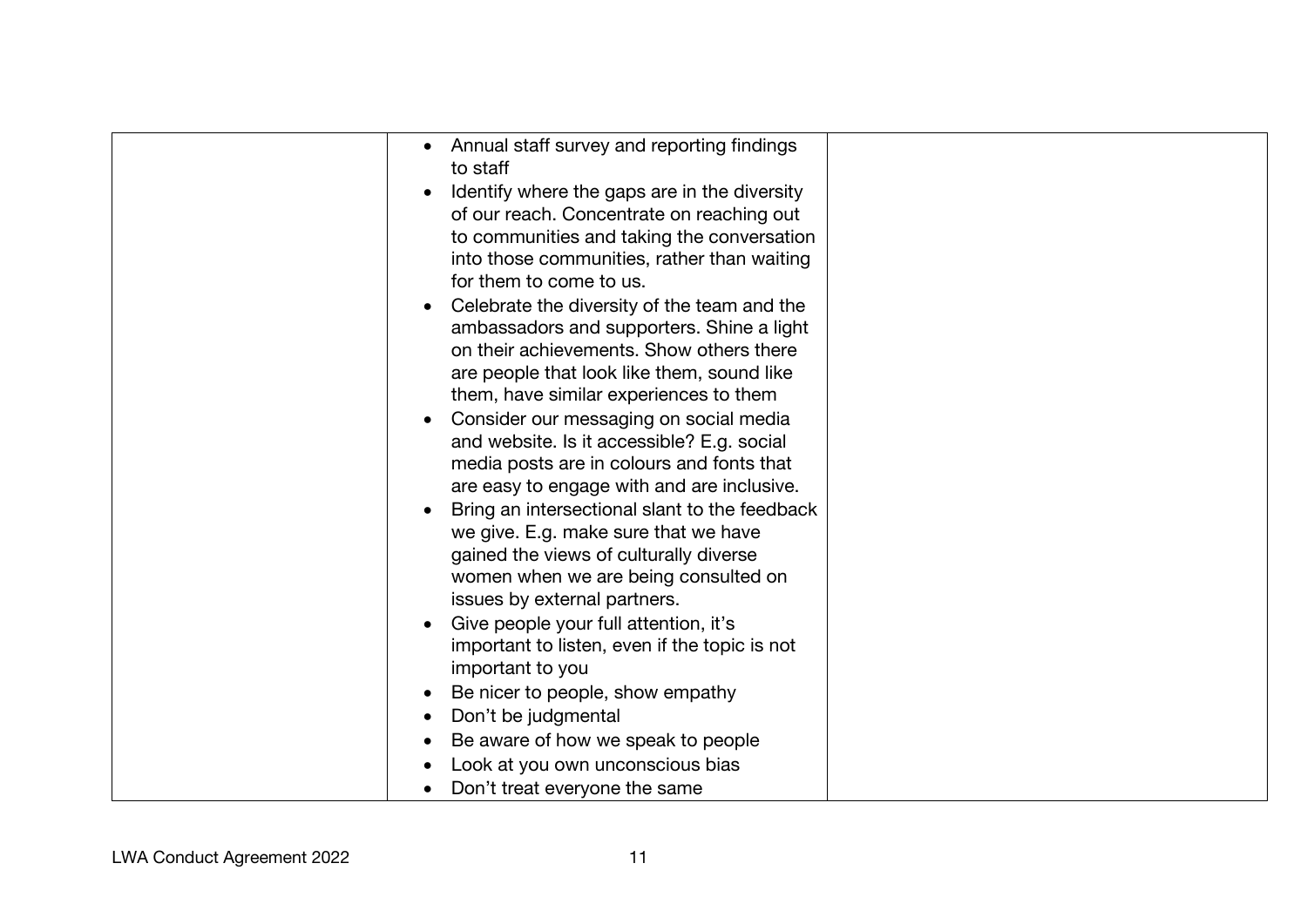| | | |
|---|---|---|
| | • Annual staff survey and reporting findings to staff<br>• Identify where the gaps are in the diversity of our reach. Concentrate on reaching out to communities and taking the conversation into those communities, rather than waiting for them to come to us.<br>• Celebrate the diversity of the team and the ambassadors and supporters. Shine a light on their achievements. Show others there are people that look like them, sound like them, have similar experiences to them<br>• Consider our messaging on social media and website. Is it accessible? E.g. social media posts are in colours and fonts that are easy to engage with and are inclusive.<br>• Bring an intersectional slant to the feedback we give. E.g. make sure that we have gained the views of culturally diverse women when we are being consulted on issues by external partners.<br>• Give people your full attention, it's important to listen, even if the topic is not important to you<br>• Be nicer to people, show empathy<br>• Don't be judgmental<br>• Be aware of how we speak to people<br>• Look at you own unconscious bias<br>• Don't treat everyone the same | |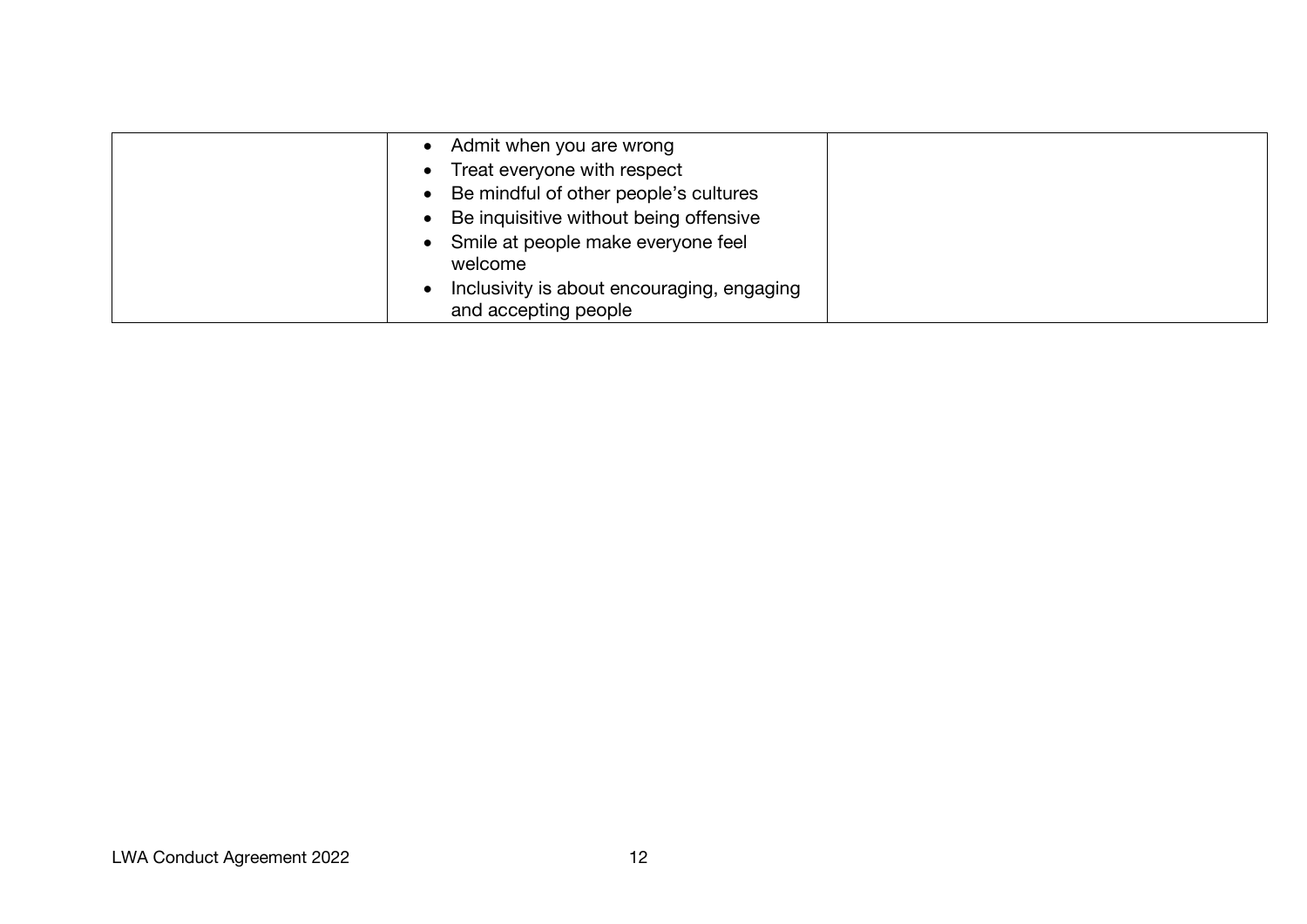|  |  |  |
|---|---|---|
|  | • Admit when you are wrong<br>• Treat everyone with respect<br>• Be mindful of other people's cultures<br>• Be inquisitive without being offensive<br>• Smile at people make everyone feel welcome<br>• Inclusivity is about encouraging, engaging and accepting people |  |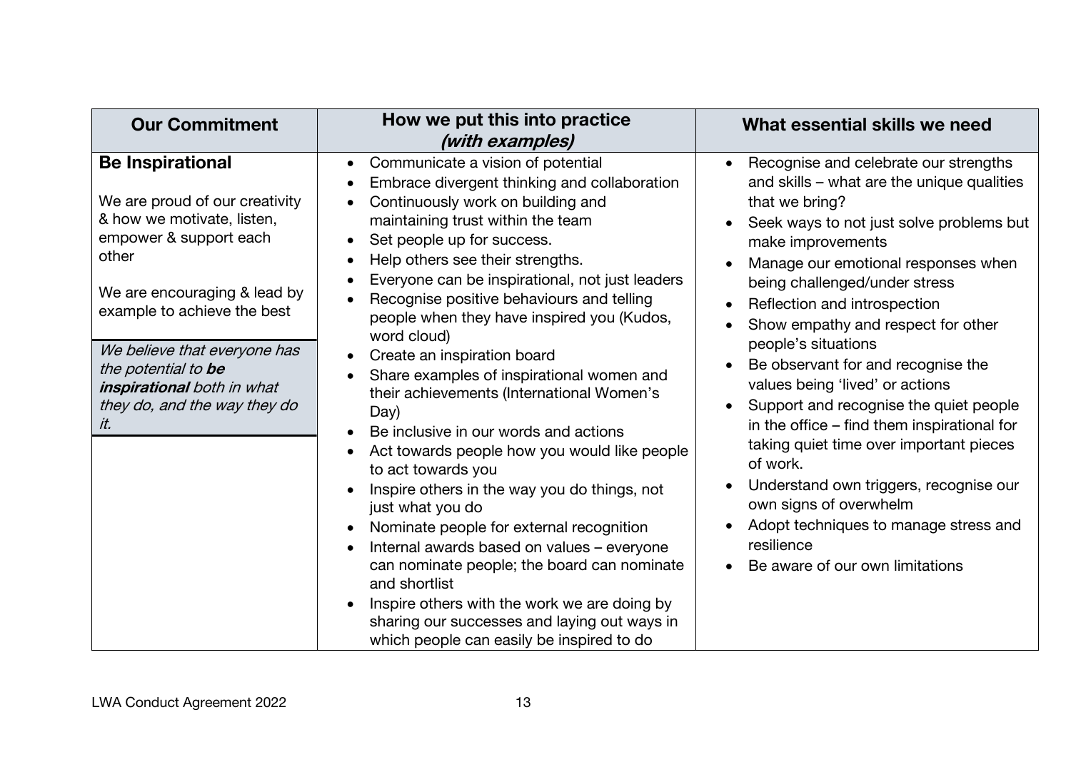| Our Commitment | How we put this into practice *(with examples)* | What essential skills we need |
|---|---|---|
| **Be Inspirational**<br><br>We are proud of our creativity & how we motivate, listen, empower & support each other<br><br>We are encouraging & lead by example to achieve the best<br><br>*We believe that everyone has the potential to **be inspirational** both in what they do, and the way they do it.* | • Communicate a vision of potential<br>• Embrace divergent thinking and collaboration<br>• Continuously work on building and maintaining trust within the team<br>• Set people up for success.<br>• Help others see their strengths.<br>• Everyone can be inspirational, not just leaders<br>• Recognise positive behaviours and telling people when they have inspired you (Kudos, word cloud)<br>• Create an inspiration board<br>• Share examples of inspirational women and their achievements (International Women's Day)<br>• Be inclusive in our words and actions<br>• Act towards people how you would like people to act towards you<br>• Inspire others in the way you do things, not just what you do<br>• Nominate people for external recognition<br>• Internal awards based on values – everyone can nominate people; the board can nominate and shortlist<br>• Inspire others with the work we are doing by sharing our successes and laying out ways in which people can easily be inspired to do | • Recognise and celebrate our strengths and skills – what are the unique qualities that we bring?<br>• Seek ways to not just solve problems but make improvements<br>• Manage our emotional responses when being challenged/under stress<br>• Reflection and introspection<br>• Show empathy and respect for other people's situations<br>• Be observant for and recognise the values being 'lived' or actions<br>• Support and recognise the quiet people in the office – find them inspirational for taking quiet time over important pieces of work.<br>• Understand own triggers, recognise our own signs of overwhelm<br>• Adopt techniques to manage stress and resilience<br>• Be aware of our own limitations |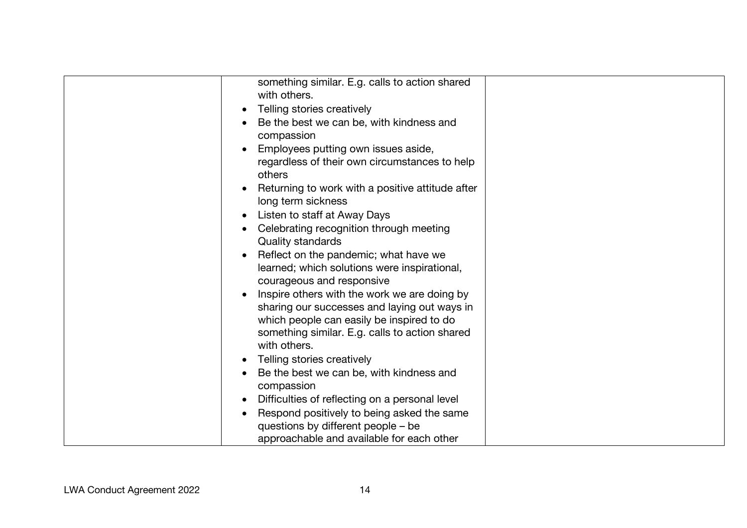| | | |
|---|---|---|
| | something similar. E.g. calls to action shared with others.<br>• Telling stories creatively<br>• Be the best we can be, with kindness and compassion<br>• Employees putting own issues aside, regardless of their own circumstances to help others<br>• Returning to work with a positive attitude after long term sickness<br>• Listen to staff at Away Days<br>• Celebrating recognition through meeting Quality standards<br>• Reflect on the pandemic; what have we learned; which solutions were inspirational, courageous and responsive<br>• Inspire others with the work we are doing by sharing our successes and laying out ways in which people can easily be inspired to do something similar. E.g. calls to action shared with others.<br>• Telling stories creatively<br>• Be the best we can be, with kindness and compassion<br>• Difficulties of reflecting on a personal level<br>• Respond positively to being asked the same questions by different people – be approachable and available for each other | |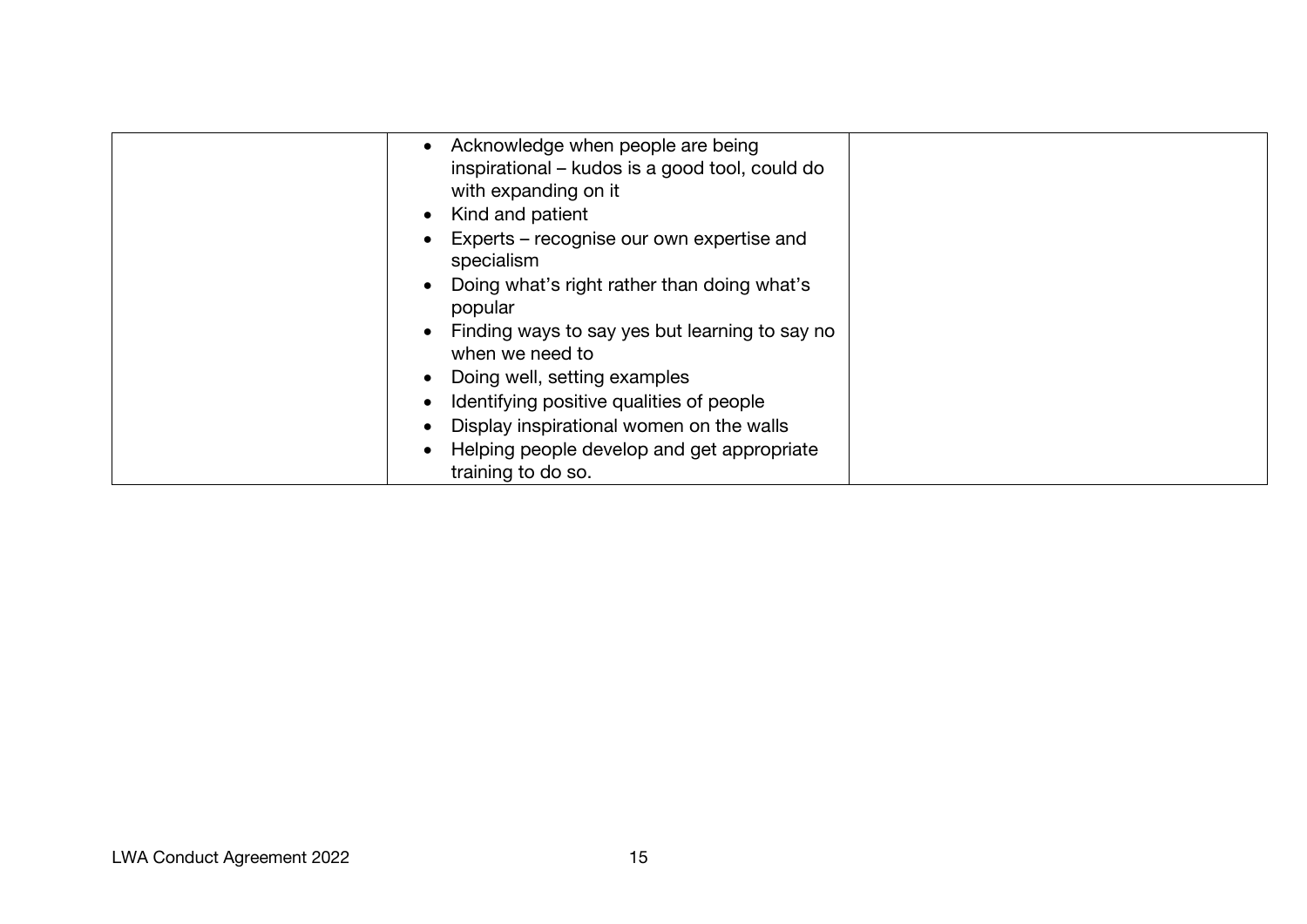| | | |
|---|---|---|
| | • Acknowledge when people are being inspirational – kudos is a good tool, could do with expanding on it<br>• Kind and patient<br>• Experts – recognise our own expertise and specialism<br>• Doing what's right rather than doing what's popular<br>• Finding ways to say yes but learning to say no when we need to<br>• Doing well, setting examples<br>• Identifying positive qualities of people<br>• Display inspirational women on the walls<br>• Helping people develop and get appropriate training to do so. | |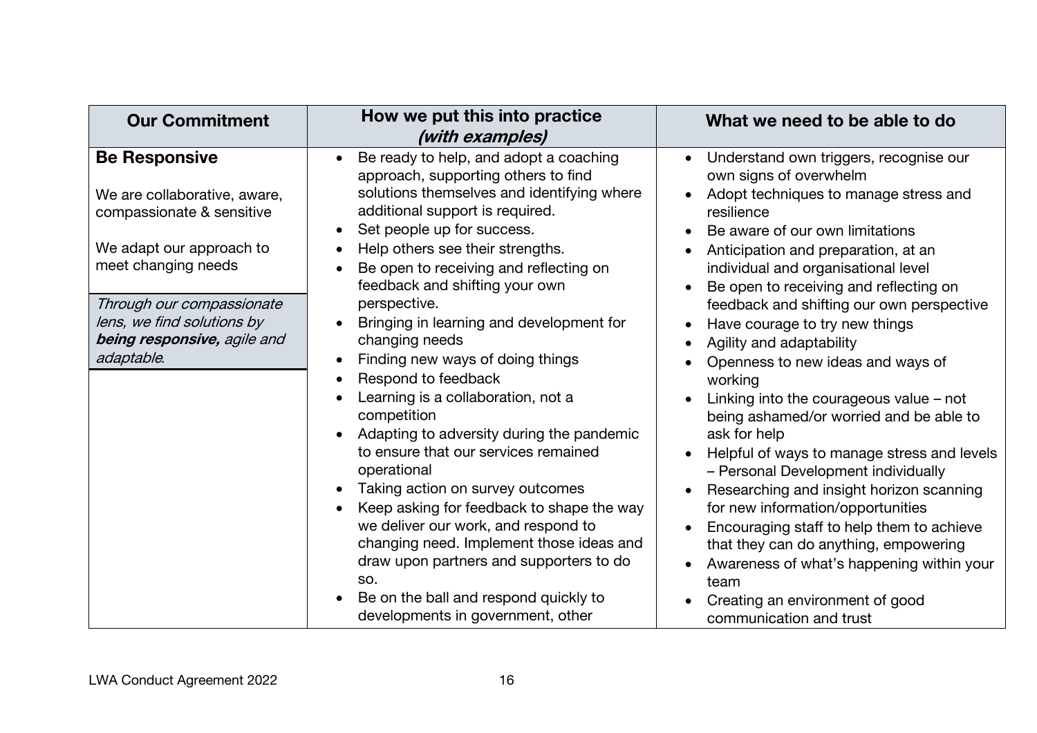| Our Commitment | How we put this into practice *(with examples)* | What we need to be able to do |
|---|---|---|
| **Be Responsive**<br><br>We are collaborative, aware, compassionate & sensitive<br><br>We adapt our approach to meet changing needs<br><br>*Through our compassionate lens, we find solutions by **being responsive,** agile and adaptable.* | • Be ready to help, and adopt a coaching approach, supporting others to find solutions themselves and identifying where additional support is required.<br>• Set people up for success.<br>• Help others see their strengths.<br>• Be open to receiving and reflecting on feedback and shifting your own perspective.<br>• Bringing in learning and development for changing needs<br>• Finding new ways of doing things<br>• Respond to feedback<br>• Learning is a collaboration, not a competition<br>• Adapting to adversity during the pandemic to ensure that our services remained operational<br>• Taking action on survey outcomes<br>• Keep asking for feedback to shape the way we deliver our work, and respond to changing need. Implement those ideas and draw upon partners and supporters to do so.<br>• Be on the ball and respond quickly to developments in government, other | • Understand own triggers, recognise our own signs of overwhelm<br>• Adopt techniques to manage stress and resilience<br>• Be aware of our own limitations<br>• Anticipation and preparation, at an individual and organisational level<br>• Be open to receiving and reflecting on feedback and shifting our own perspective<br>• Have courage to try new things<br>• Agility and adaptability<br>• Openness to new ideas and ways of working<br>• Linking into the courageous value – not being ashamed/or worried and be able to ask for help<br>• Helpful of ways to manage stress and levels – Personal Development individually<br>• Researching and insight horizon scanning for new information/opportunities<br>• Encouraging staff to help them to achieve that they can do anything, empowering<br>• Awareness of what's happening within your team<br>• Creating an environment of good communication and trust |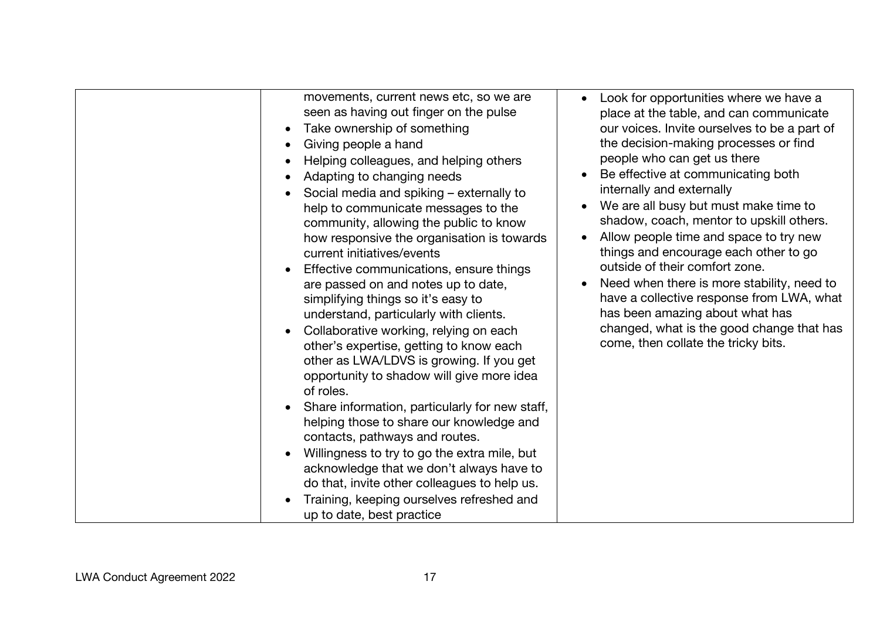| | | |
|---|---|---|
| | movements, current news etc, so we are seen as having out finger on the pulse<br>• Take ownership of something<br>• Giving people a hand<br>• Helping colleagues, and helping others<br>• Adapting to changing needs<br>• Social media and spiking – externally to help to communicate messages to the community, allowing the public to know how responsive the organisation is towards current initiatives/events<br>• Effective communications, ensure things are passed on and notes up to date, simplifying things so it's easy to understand, particularly with clients.<br>• Collaborative working, relying on each other's expertise, getting to know each other as LWA/LDVS is growing. If you get opportunity to shadow will give more idea of roles.<br>• Share information, particularly for new staff, helping those to share our knowledge and contacts, pathways and routes.<br>• Willingness to try to go the extra mile, but acknowledge that we don't always have to do that, invite other colleagues to help us.<br>• Training, keeping ourselves refreshed and up to date, best practice | • Look for opportunities where we have a place at the table, and can communicate our voices. Invite ourselves to be a part of the decision-making processes or find people who can get us there<br>• Be effective at communicating both internally and externally<br>• We are all busy but must make time to shadow, coach, mentor to upskill others.<br>• Allow people time and space to try new things and encourage each other to go outside of their comfort zone.<br>• Need when there is more stability, need to have a collective response from LWA, what has been amazing about what has changed, what is the good change that has come, then collate the tricky bits. |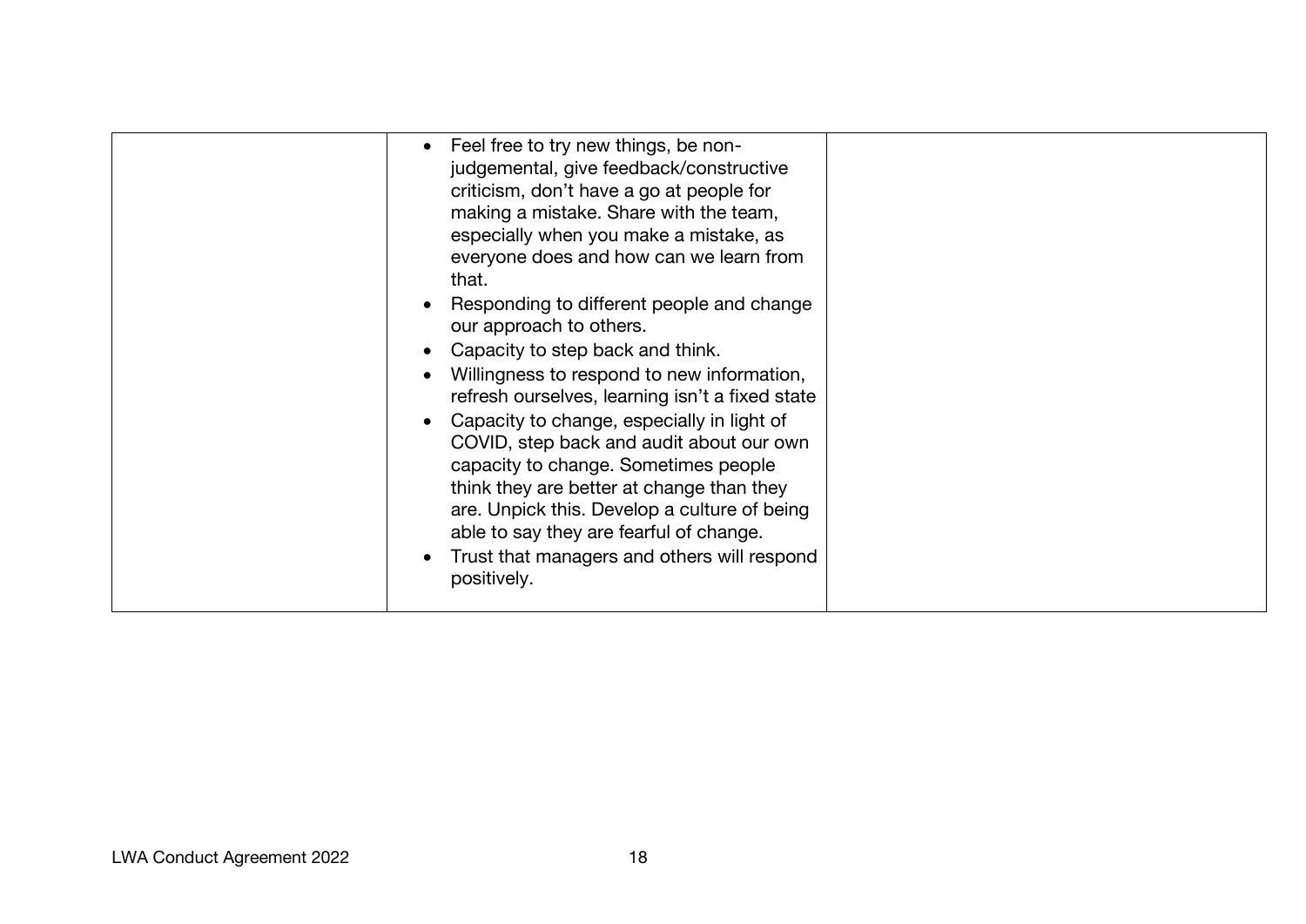| | | |
|---|---|---|
| | <ul><li>Feel free to try new things, be non-judgemental, give feedback/constructive criticism, don't have a go at people for making a mistake. Share with the team, especially when you make a mistake, as everyone does and how can we learn from that.</li><li>Responding to different people and change our approach to others.</li><li>Capacity to step back and think.</li><li>Willingness to respond to new information, refresh ourselves, learning isn't a fixed state</li><li>Capacity to change, especially in light of COVID, step back and audit about our own capacity to change. Sometimes people think they are better at change than they are. Unpick this. Develop a culture of being able to say they are fearful of change.</li><li>Trust that managers and others will respond positively.</li></ul> | |